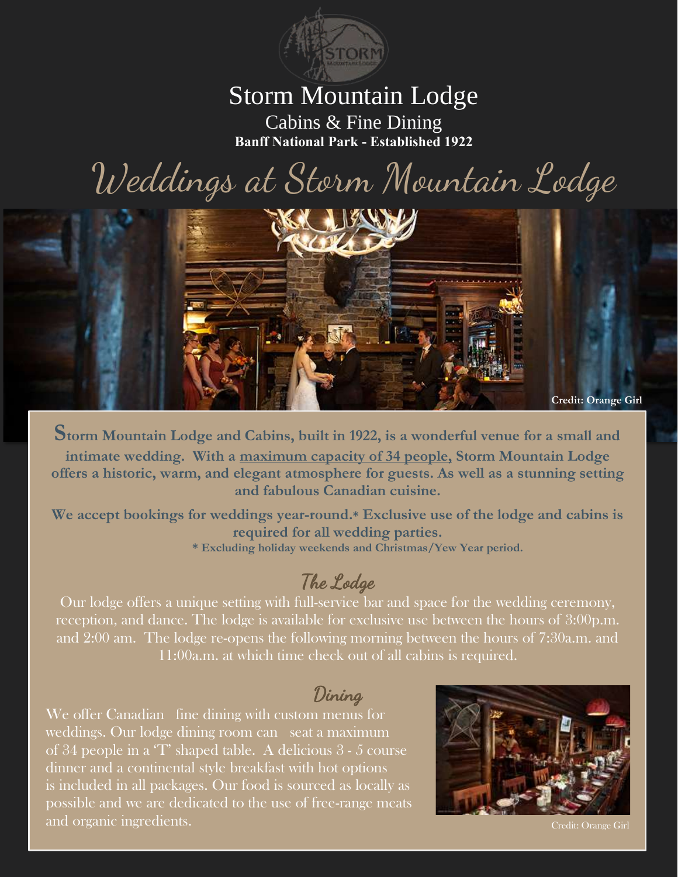# Storm Mountain Lodge

Cabins & Fine Dining

**Banff National Park - Established 1922**

## Weddings at Storm Mountain Lodge

Credit: Orange Girl

**Storm Mountain Lodge and Cabins, built in 1922, is a wonderful venue for a small and intimate wedding. With a maximum capacity of 34 people, Storm Mountain Lodge offers a historic, warm, and elegant atmosphere for guests. As well as a stunning setting and fabulous Canadian cuisine.**

**We accept bookings for weddings year-round.* Exclusive use of the lodge and cabins is required for all wedding parties.**

**\* Excluding holiday weekends and Christmas/Yew Year period.**

### The Lodge

Our lodge offers a unique setting with full-service bar and space for the wedding ceremony, reception, and dance. The lodge is available for exclusive use between the hours of 3:00p.m. and 2:00 am. The lodge re-opens the following morning between the hours of 7:30a.m. and 11:00a.m. at which time check out of all cabins is required.

### Dining

We offer Canadian fine dining with custom menus for weddings. Our lodge dining room can seat a maximum of 34 people in a 'T' shaped table. A delicious 3 - 5 course dinner and a continental style breakfast with hot options is included in all packages. Our food is sourced as locally as possible and we are dedicated to the use of free-range meats and organic ingredients.

Credit: Orange Girl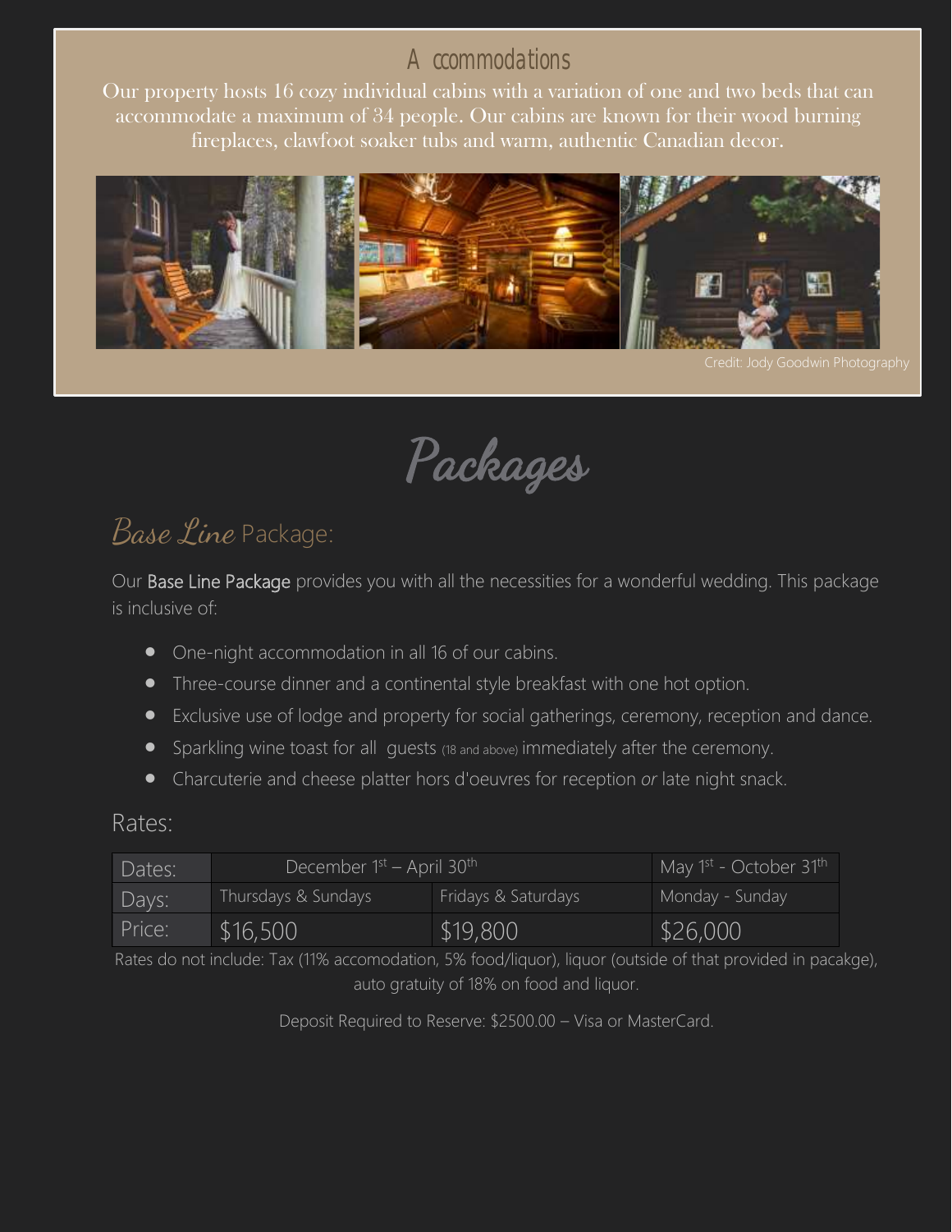## Accommodations

Our property hosts 16 cozy individual cabins with a variation of one and two beds that can accommodate a maximum of 34 people. Our cabins are known for their wood burning fireplaces, clawfoot soaker tubs and warm, authentic Canadian decor.

Credit: Jody Goodwin Photography

# Packages

## Base Line Package:

Our **Base Line Package** provides you with all the necessities for a wonderful wedding. This package is inclusive of:

- One-night accommodation in all 16 of our cabins.
- Three-course dinner and a continental style breakfast with one hot option.
- Exclusive use of lodge and property for social gatherings, ceremony, reception and dance.
- Sparkling wine toast for all guests (18 and above) immediately after the ceremony.
- Charcuterie and cheese platter hors d'oeuvres for reception *or* late night snack.

### Rates:

| Dates: | December 1st – April 30th | | May 1st - October 31st |
|---|---|---|---|
| Days: | Thursdays & Sundays | Fridays & Saturdays | Monday - Sunday |
| Price: | $16,500 | $19,800 | $26,000 |

Rates do not include: Tax (11% accomodation, 5% food/liquor), liquor (outside of that provided in pacakge), auto gratuity of 18% on food and liquor.

Deposit Required to Reserve: $2500.00 – Visa or MasterCard.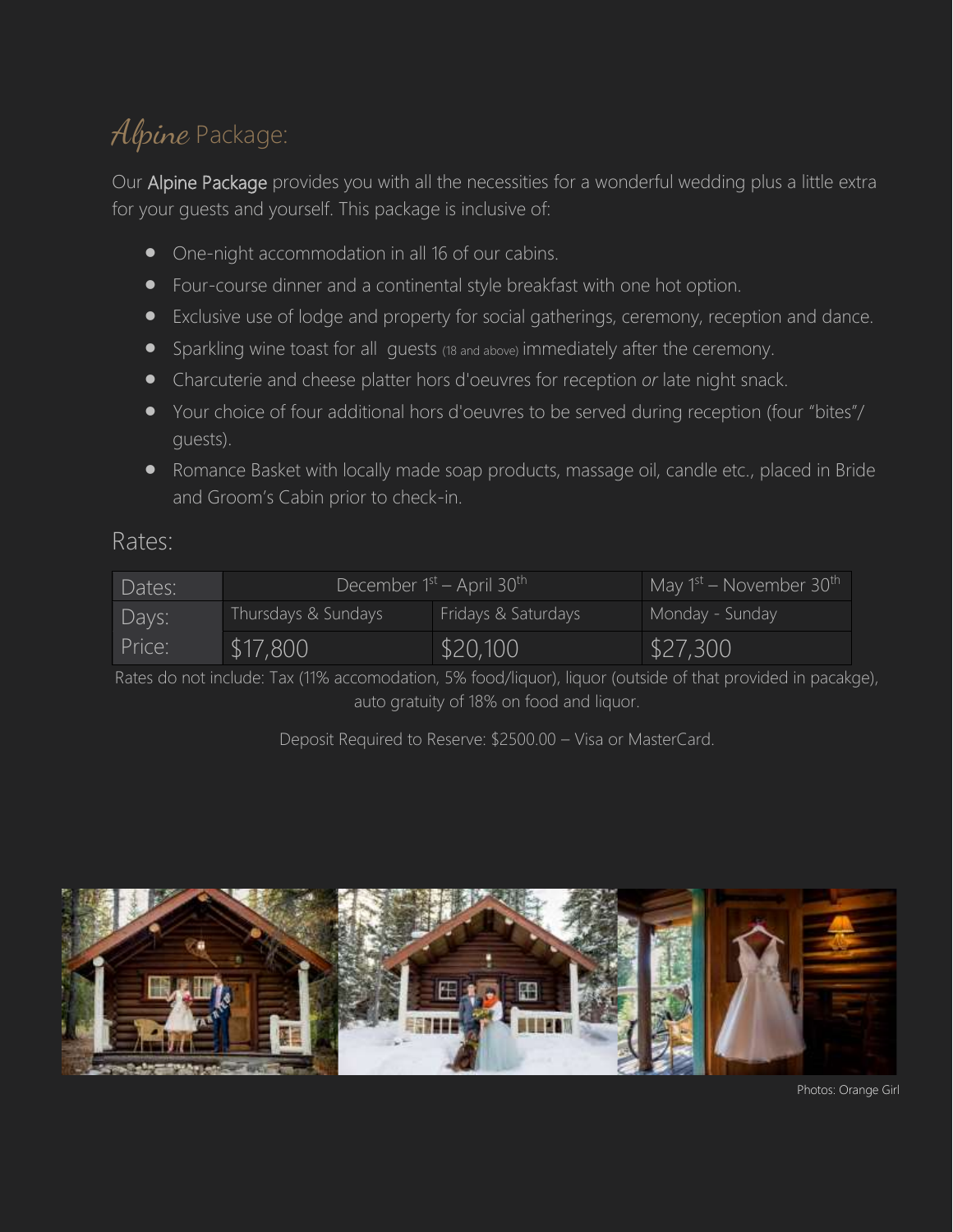# *Alpine* Package:

Our Alpine Package provides you with all the necessities for a wonderful wedding plus a little extra for your guests and yourself. This package is inclusive of:

- One-night accommodation in all 16 of our cabins.
- Four-course dinner and a continental style breakfast with one hot option.
- Exclusive use of lodge and property for social gatherings, ceremony, reception and dance.
- Sparkling wine toast for all guests (18 and above) immediately after the ceremony.
- Charcuterie and cheese platter hors d'oeuvres for reception *or* late night snack.
- Your choice of four additional hors d'oeuvres to be served during reception (four "bites"/ guests).
- Romance Basket with locally made soap products, massage oil, candle etc., placed in Bride and Groom's Cabin prior to check-in.

## Rates:

| Dates: | December 1st – April 30th | | May 1st – November 30th |
|---|---|---|---|
| Days: | Thursdays & Sundays | Fridays & Saturdays | Monday - Sunday |
| Price: | $17,800 | $20,100 | $27,300 |

Rates do not include: Tax (11% accomodation, 5% food/liquor), liquor (outside of that provided in pacakge), auto gratuity of 18% on food and liquor.

Deposit Required to Reserve: $2500.00 – Visa or MasterCard.

Photos: Orange Girl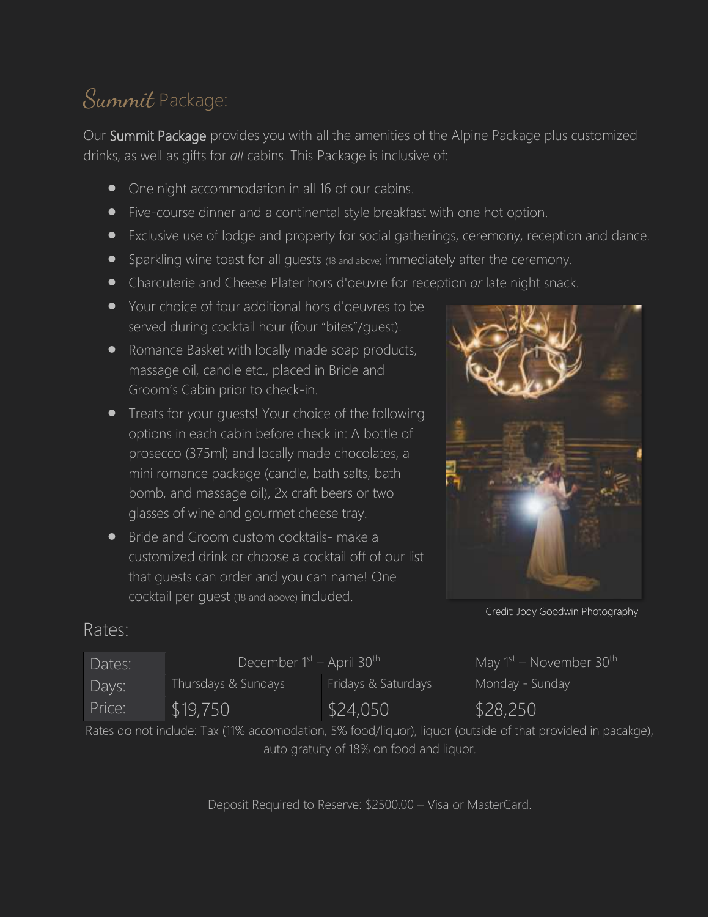## *Summit* Package:

Our Summit Package provides you with all the amenities of the Alpine Package plus customized drinks, as well as gifts for *all* cabins. This Package is inclusive of:

- One night accommodation in all 16 of our cabins.
- Five-course dinner and a continental style breakfast with one hot option.
- Exclusive use of lodge and property for social gatherings, ceremony, reception and dance.
- Sparkling wine toast for all guests (18 and above) immediately after the ceremony.
- Charcuterie and Cheese Plater hors d'oeuvre for reception *or* late night snack.
- Your choice of four additional hors d'oeuvres to be served during cocktail hour (four "bites"/guest).
- Romance Basket with locally made soap products, massage oil, candle etc., placed in Bride and Groom's Cabin prior to check-in.
- Treats for your guests! Your choice of the following options in each cabin before check in: A bottle of prosecco (375ml) and locally made chocolates, a mini romance package (candle, bath salts, bath bomb, and massage oil), 2x craft beers or two glasses of wine and gourmet cheese tray.
- Bride and Groom custom cocktails- make a customized drink or choose a cocktail off of our list that guests can order and you can name! One cocktail per guest (18 and above) included.

Credit: Jody Goodwin Photography

## Rates:

| Dates: | December 1st – April 30th | | May 1st – November 30th |
|---|---|---|---|
| Days: | Thursdays & Sundays | Fridays & Saturdays | Monday - Sunday |
| Price: | $19,750 | $24,050 | $28,250 |

Rates do not include: Tax (11% accomodation, 5% food/liquor), liquor (outside of that provided in pacakge), auto gratuity of 18% on food and liquor.

Deposit Required to Reserve: $2500.00 – Visa or MasterCard.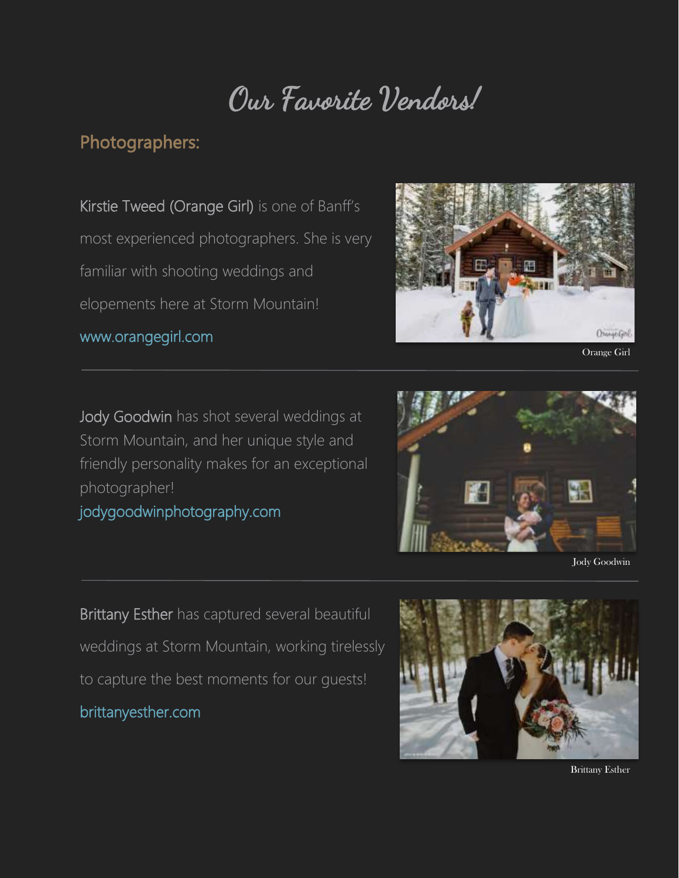# Our Favorite Vendors!

## Photographers:

**Kirstie Tweed (Orange Girl)** is one of Banff's most experienced photographers. She is very familiar with shooting weddings and elopements here at Storm Mountain!

www.orangegirl.com

Orange Girl

---

**Jody Goodwin** has shot several weddings at Storm Mountain, and her unique style and friendly personality makes for an exceptional photographer!

jodygoodwinphotography.com

Jody Goodwin

---

**Brittany Esther** has captured several beautiful weddings at Storm Mountain, working tirelessly to capture the best moments for our guests!

brittanyesther.com

Brittany Esther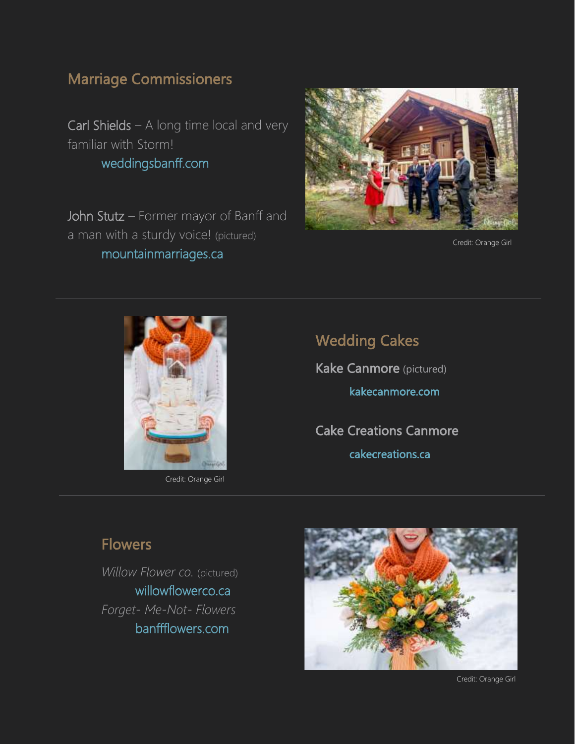## Marriage Commissioners

Carl Shields – A long time local and very familiar with Storm!

weddingsbanff.com

John Stutz – Former mayor of Banff and a man with a sturdy voice! (pictured)

mountainmarriages.ca

Credit: Orange Girl

## Wedding Cakes

Credit: Orange Girl

**Kake Canmore** (pictured)

kakecanmore.com

Cake Creations Canmore

cakecreations.ca

## Flowers

*Willow Flower co.* (pictured)

willowflowerco.ca

*Forget- Me-Not- Flowers*

banffflowers.com

Credit: Orange Girl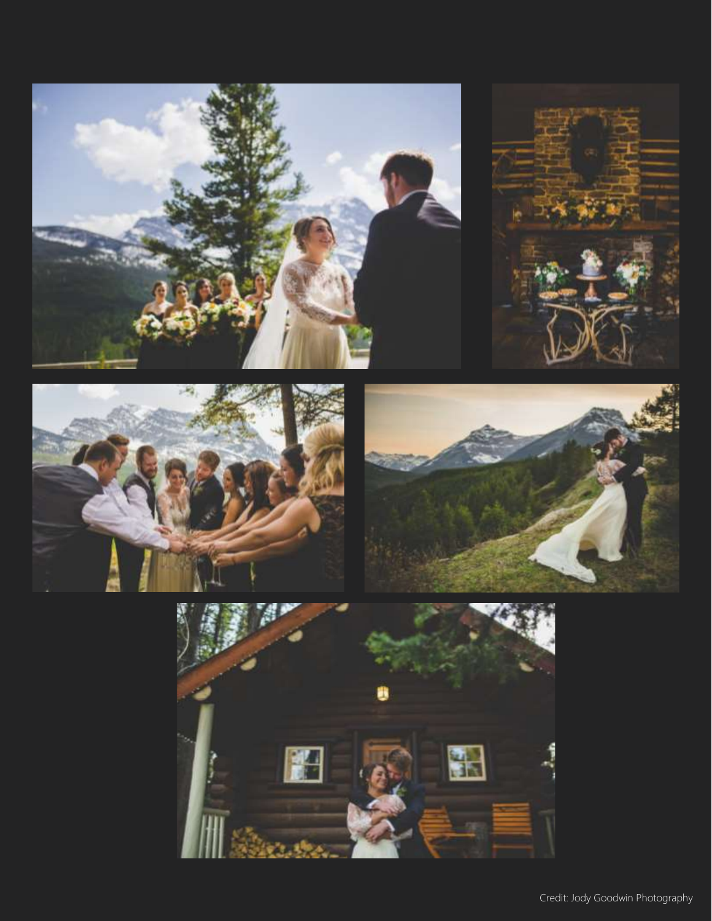Credit: Jody Goodwin Photography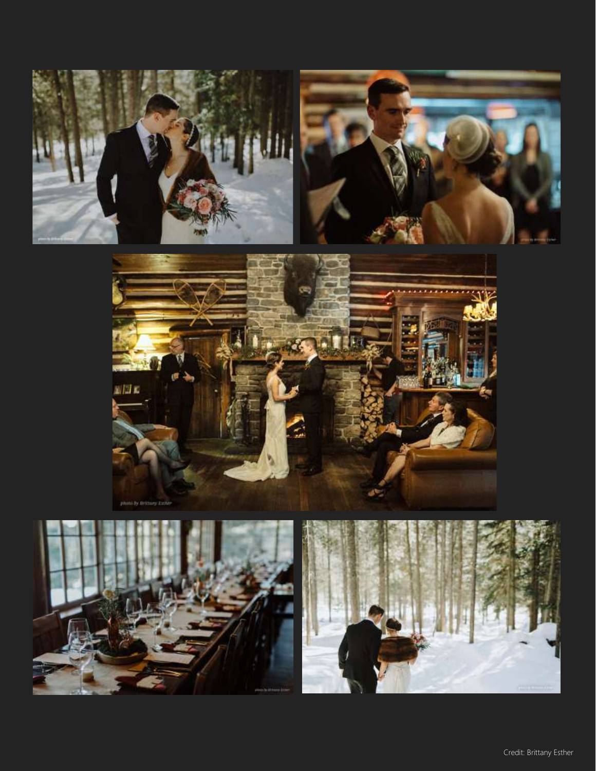Credit: Brittany Esther